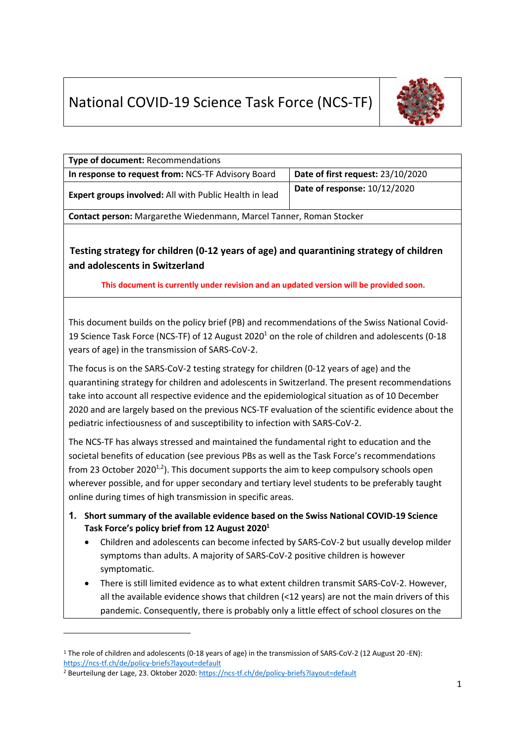# National COVID-19 Science Task Force (NCS-TF)

| **Type of document:** Recommendations | |
| --- | --- |
| **In response to request from:** NCS-TF Advisory Board | **Date of first request:** 23/10/2020 |
| **Expert groups involved:** All with Public Health in lead | **Date of response:** 10/12/2020 |
| **Contact person:** Margarethe Wiedenmann, Marcel Tanner, Roman Stocker | |

## Testing strategy for children (0-12 years of age) and quarantining strategy of children and adolescents in Switzerland

**This document is currently under revision and an updated version will be provided soon.**

This document builds on the policy brief (PB) and recommendations of the Swiss National Covid-19 Science Task Force (NCS-TF) of 12 August 2020[1] on the role of children and adolescents (0-18 years of age) in the transmission of SARS-CoV-2.

The focus is on the SARS-CoV-2 testing strategy for children (0-12 years of age) and the quarantining strategy for children and adolescents in Switzerland. The present recommendations take into account all respective evidence and the epidemiological situation as of 10 December 2020 and are largely based on the previous NCS-TF evaluation of the scientific evidence about the pediatric infectiousness of and susceptibility to infection with SARS-CoV-2.

The NCS-TF has always stressed and maintained the fundamental right to education and the societal benefits of education (see previous PBs as well as the Task Force's recommendations from 23 October 2020[1,2]). This document supports the aim to keep compulsory schools open wherever possible, and for upper secondary and tertiary level students to be preferably taught online during times of high transmission in specific areas.

### 1. Short summary of the available evidence based on the Swiss National COVID-19 Science Task Force's policy brief from 12 August 2020[1]

- Children and adolescents can become infected by SARS-CoV-2 but usually develop milder symptoms than adults. A majority of SARS-CoV-2 positive children is however symptomatic.
- There is still limited evidence as to what extent children transmit SARS-CoV-2. However, all the available evidence shows that children (<12 years) are not the main drivers of this pandemic. Consequently, there is probably only a little effect of school closures on the

[1] The role of children and adolescents (0-18 years of age) in the transmission of SARS-CoV-2 (12 August 20 -EN): https://ncs-tf.ch/de/policy-briefs?layout=default

[2] Beurteilung der Lage, 23. Oktober 2020: https://ncs-tf.ch/de/policy-briefs?layout=default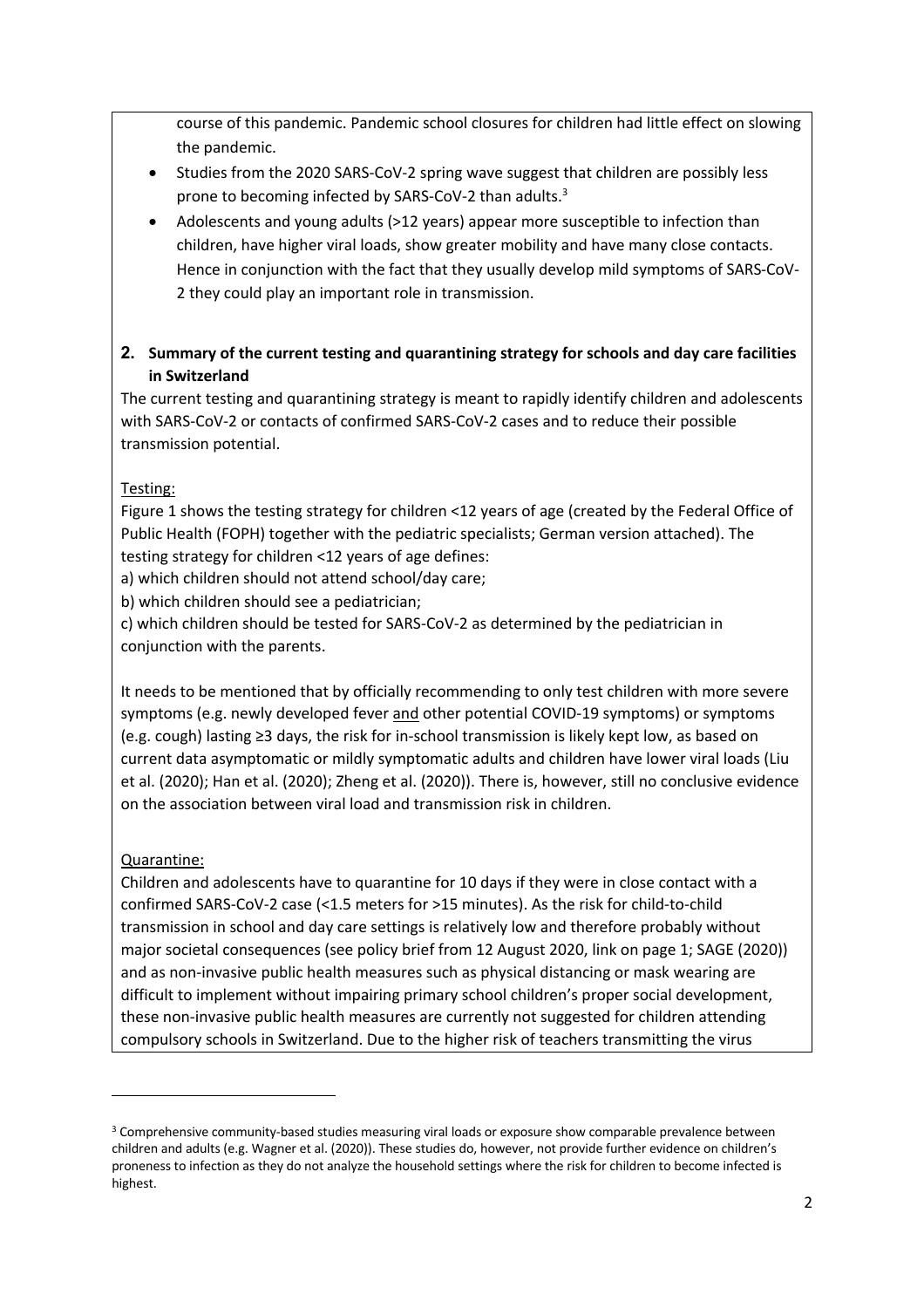course of this pandemic. Pandemic school closures for children had little effect on slowing the pandemic.

- Studies from the 2020 SARS-CoV-2 spring wave suggest that children are possibly less prone to becoming infected by SARS-CoV-2 than adults.[3]
- Adolescents and young adults (>12 years) appear more susceptible to infection than children, have higher viral loads, show greater mobility and have many close contacts. Hence in conjunction with the fact that they usually develop mild symptoms of SARS-CoV-2 they could play an important role in transmission.

## 2. Summary of the current testing and quarantining strategy for schools and day care facilities in Switzerland

The current testing and quarantining strategy is meant to rapidly identify children and adolescents with SARS-CoV-2 or contacts of confirmed SARS-CoV-2 cases and to reduce their possible transmission potential.

Testing:

Figure 1 shows the testing strategy for children <12 years of age (created by the Federal Office of Public Health (FOPH) together with the pediatric specialists; German version attached). The testing strategy for children <12 years of age defines:

a) which children should not attend school/day care;

b) which children should see a pediatrician;

c) which children should be tested for SARS-CoV-2 as determined by the pediatrician in conjunction with the parents.

It needs to be mentioned that by officially recommending to only test children with more severe symptoms (e.g. newly developed fever and other potential COVID-19 symptoms) or symptoms (e.g. cough) lasting ≥3 days, the risk for in-school transmission is likely kept low, as based on current data asymptomatic or mildly symptomatic adults and children have lower viral loads (Liu et al. (2020); Han et al. (2020); Zheng et al. (2020)). There is, however, still no conclusive evidence on the association between viral load and transmission risk in children.

Quarantine:

Children and adolescents have to quarantine for 10 days if they were in close contact with a confirmed SARS-CoV-2 case (<1.5 meters for >15 minutes). As the risk for child-to-child transmission in school and day care settings is relatively low and therefore probably without major societal consequences (see policy brief from 12 August 2020, link on page 1; SAGE (2020)) and as non-invasive public health measures such as physical distancing or mask wearing are difficult to implement without impairing primary school children's proper social development, these non-invasive public health measures are currently not suggested for children attending compulsory schools in Switzerland. Due to the higher risk of teachers transmitting the virus

[3] Comprehensive community-based studies measuring viral loads or exposure show comparable prevalence between children and adults (e.g. Wagner et al. (2020)). These studies do, however, not provide further evidence on children's proneness to infection as they do not analyze the household settings where the risk for children to become infected is highest.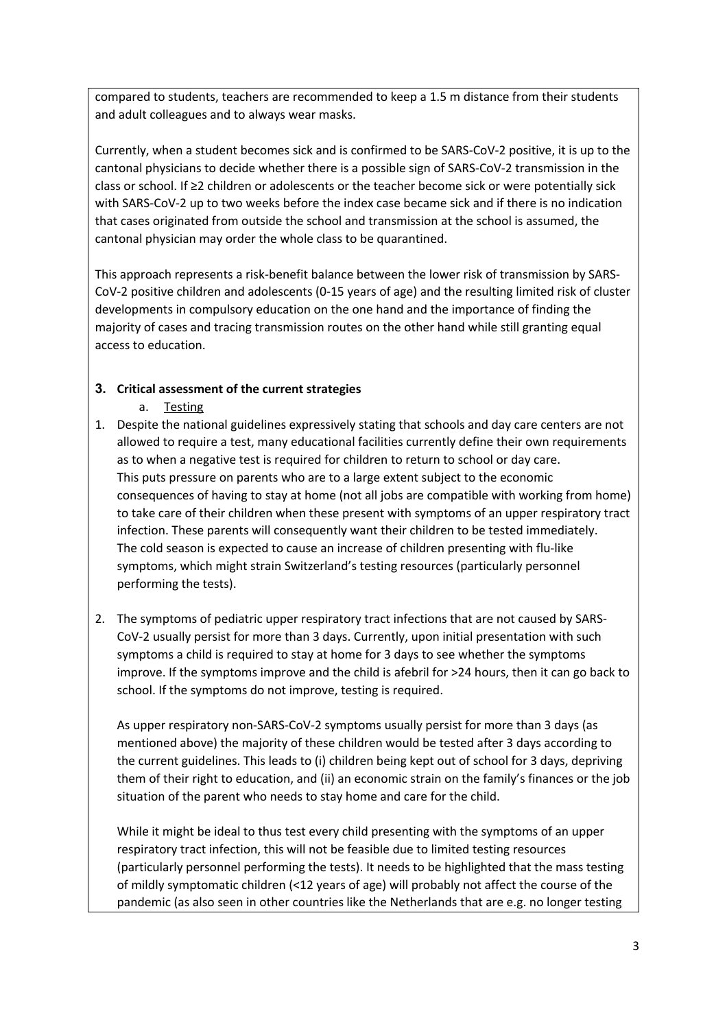compared to students, teachers are recommended to keep a 1.5 m distance from their students and adult colleagues and to always wear masks.

Currently, when a student becomes sick and is confirmed to be SARS-CoV-2 positive, it is up to the cantonal physicians to decide whether there is a possible sign of SARS-CoV-2 transmission in the class or school. If ≥2 children or adolescents or the teacher become sick or were potentially sick with SARS-CoV-2 up to two weeks before the index case became sick and if there is no indication that cases originated from outside the school and transmission at the school is assumed, the cantonal physician may order the whole class to be quarantined.

This approach represents a risk-benefit balance between the lower risk of transmission by SARS-CoV-2 positive children and adolescents (0-15 years of age) and the resulting limited risk of cluster developments in compulsory education on the one hand and the importance of finding the majority of cases and tracing transmission routes on the other hand while still granting equal access to education.

## 3. Critical assessment of the current strategies

a. Testing

1. Despite the national guidelines expressively stating that schools and day care centers are not allowed to require a test, many educational facilities currently define their own requirements as to when a negative test is required for children to return to school or day care.
   This puts pressure on parents who are to a large extent subject to the economic consequences of having to stay at home (not all jobs are compatible with working from home) to take care of their children when these present with symptoms of an upper respiratory tract infection. These parents will consequently want their children to be tested immediately.
   The cold season is expected to cause an increase of children presenting with flu-like symptoms, which might strain Switzerland's testing resources (particularly personnel performing the tests).

2. The symptoms of pediatric upper respiratory tract infections that are not caused by SARS-CoV-2 usually persist for more than 3 days. Currently, upon initial presentation with such symptoms a child is required to stay at home for 3 days to see whether the symptoms improve. If the symptoms improve and the child is afebril for >24 hours, then it can go back to school. If the symptoms do not improve, testing is required.

   As upper respiratory non-SARS-CoV-2 symptoms usually persist for more than 3 days (as mentioned above) the majority of these children would be tested after 3 days according to the current guidelines. This leads to (i) children being kept out of school for 3 days, depriving them of their right to education, and (ii) an economic strain on the family's finances or the job situation of the parent who needs to stay home and care for the child.

   While it might be ideal to thus test every child presenting with the symptoms of an upper respiratory tract infection, this will not be feasible due to limited testing resources (particularly personnel performing the tests). It needs to be highlighted that the mass testing of mildly symptomatic children (<12 years of age) will probably not affect the course of the pandemic (as also seen in other countries like the Netherlands that are e.g. no longer testing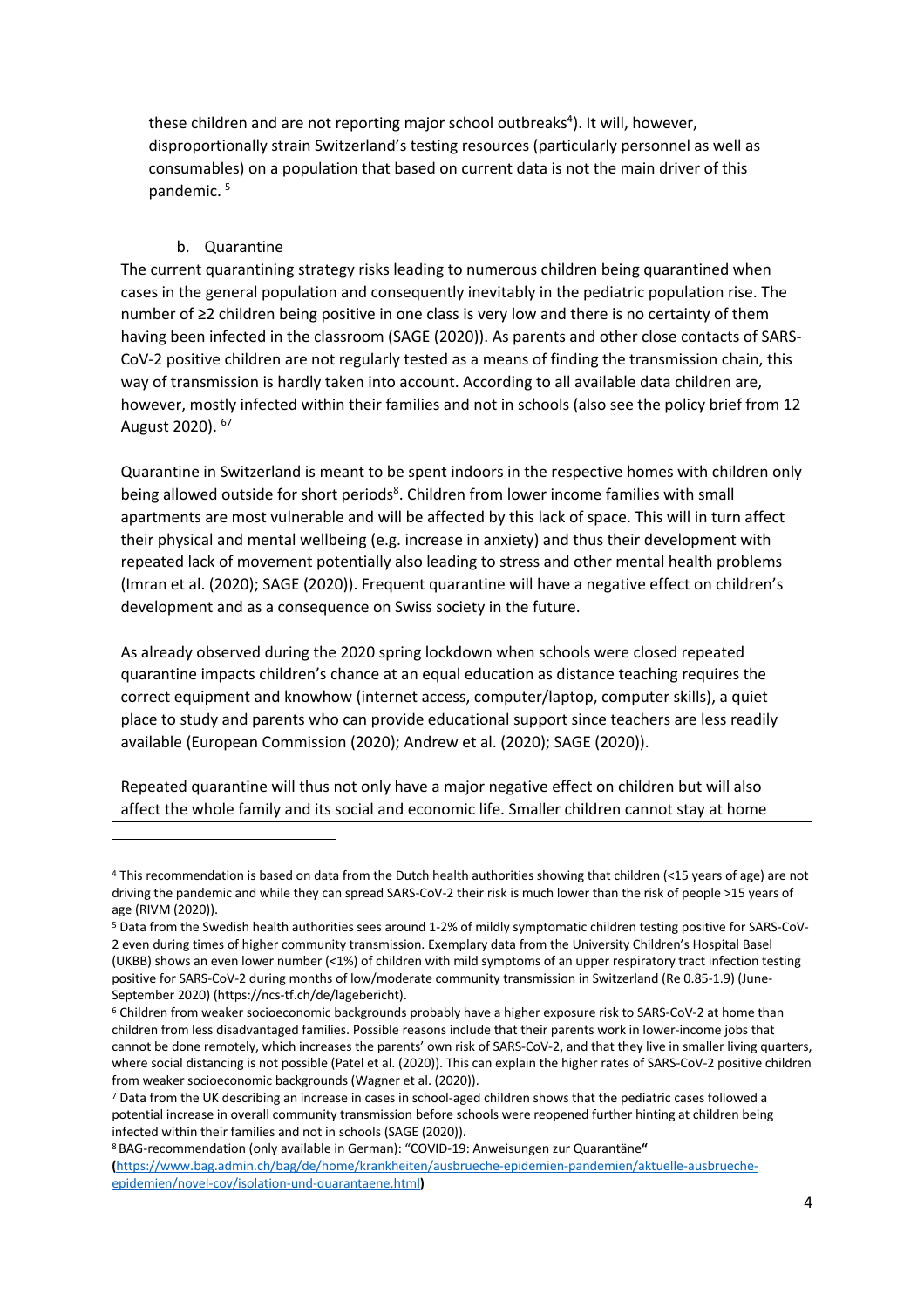these children and are not reporting major school outbreaks[4]). It will, however, disproportionally strain Switzerland's testing resources (particularly personnel as well as consumables) on a population that based on current data is not the main driver of this pandemic. [5]

b. Quarantine

The current quarantining strategy risks leading to numerous children being quarantined when cases in the general population and consequently inevitably in the pediatric population rise. The number of ≥2 children being positive in one class is very low and there is no certainty of them having been infected in the classroom (SAGE (2020)). As parents and other close contacts of SARS-CoV-2 positive children are not regularly tested as a means of finding the transmission chain, this way of transmission is hardly taken into account. According to all available data children are, however, mostly infected within their families and not in schools (also see the policy brief from 12 August 2020). [6][7]

Quarantine in Switzerland is meant to be spent indoors in the respective homes with children only being allowed outside for short periods[8]. Children from lower income families with small apartments are most vulnerable and will be affected by this lack of space. This will in turn affect their physical and mental wellbeing (e.g. increase in anxiety) and thus their development with repeated lack of movement potentially also leading to stress and other mental health problems (Imran et al. (2020); SAGE (2020)). Frequent quarantine will have a negative effect on children's development and as a consequence on Swiss society in the future.

As already observed during the 2020 spring lockdown when schools were closed repeated quarantine impacts children's chance at an equal education as distance teaching requires the correct equipment and knowhow (internet access, computer/laptop, computer skills), a quiet place to study and parents who can provide educational support since teachers are less readily available (European Commission (2020); Andrew et al. (2020); SAGE (2020)).

Repeated quarantine will thus not only have a major negative effect on children but will also affect the whole family and its social and economic life. Smaller children cannot stay at home

---

[4] This recommendation is based on data from the Dutch health authorities showing that children (<15 years of age) are not driving the pandemic and while they can spread SARS-CoV-2 their risk is much lower than the risk of people >15 years of age (RIVM (2020)).

[5] Data from the Swedish health authorities sees around 1-2% of mildly symptomatic children testing positive for SARS-CoV-2 even during times of higher community transmission. Exemplary data from the University Children's Hospital Basel (UKBB) shows an even lower number (<1%) of children with mild symptoms of an upper respiratory tract infection testing positive for SARS-CoV-2 during months of low/moderate community transmission in Switzerland (Re 0.85-1.9) (June-September 2020) (https://ncs-tf.ch/de/lagebericht).

[6] Children from weaker socioeconomic backgrounds probably have a higher exposure risk to SARS-CoV-2 at home than children from less disadvantaged families. Possible reasons include that their parents work in lower-income jobs that cannot be done remotely, which increases the parents' own risk of SARS-CoV-2, and that they live in smaller living quarters, where social distancing is not possible (Patel et al. (2020)). This can explain the higher rates of SARS-CoV-2 positive children from weaker socioeconomic backgrounds (Wagner et al. (2020)).

[7] Data from the UK describing an increase in cases in school-aged children shows that the pediatric cases followed a potential increase in overall community transmission before schools were reopened further hinting at children being infected within their families and not in schools (SAGE (2020)).

[8] BAG-recommendation (only available in German): "COVID-19: Anweisungen zur Quarantäne" (https://www.bag.admin.ch/bag/de/home/krankheiten/ausbrueche-epidemien-pandemien/aktuelle-ausbrueche-epidemien/novel-cov/isolation-und-quarantaene.html)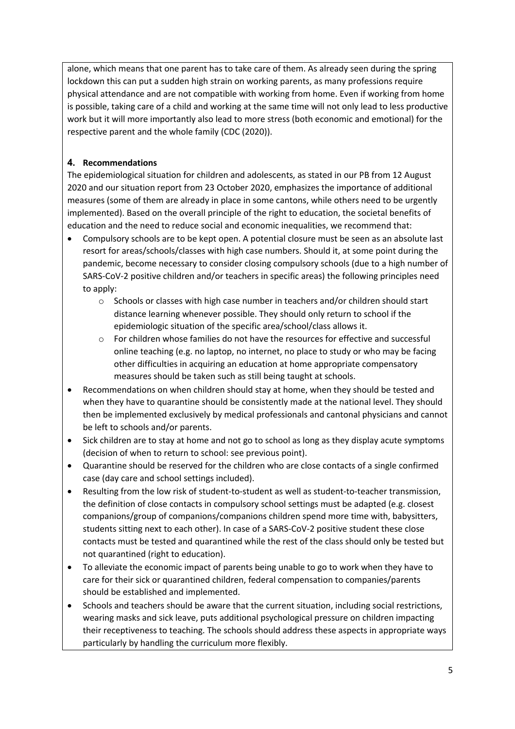alone, which means that one parent has to take care of them. As already seen during the spring lockdown this can put a sudden high strain on working parents, as many professions require physical attendance and are not compatible with working from home. Even if working from home is possible, taking care of a child and working at the same time will not only lead to less productive work but it will more importantly also lead to more stress (both economic and emotional) for the respective parent and the whole family (CDC (2020)).

## 4. Recommendations

The epidemiological situation for children and adolescents, as stated in our PB from 12 August 2020 and our situation report from 23 October 2020, emphasizes the importance of additional measures (some of them are already in place in some cantons, while others need to be urgently implemented). Based on the overall principle of the right to education, the societal benefits of education and the need to reduce social and economic inequalities, we recommend that:

- Compulsory schools are to be kept open. A potential closure must be seen as an absolute last resort for areas/schools/classes with high case numbers. Should it, at some point during the pandemic, become necessary to consider closing compulsory schools (due to a high number of SARS-CoV-2 positive children and/or teachers in specific areas) the following principles need to apply:
  - Schools or classes with high case number in teachers and/or children should start distance learning whenever possible. They should only return to school if the epidemiologic situation of the specific area/school/class allows it.
  - For children whose families do not have the resources for effective and successful online teaching (e.g. no laptop, no internet, no place to study or who may be facing other difficulties in acquiring an education at home appropriate compensatory measures should be taken such as still being taught at schools.
- Recommendations on when children should stay at home, when they should be tested and when they have to quarantine should be consistently made at the national level. They should then be implemented exclusively by medical professionals and cantonal physicians and cannot be left to schools and/or parents.
- Sick children are to stay at home and not go to school as long as they display acute symptoms (decision of when to return to school: see previous point).
- Quarantine should be reserved for the children who are close contacts of a single confirmed case (day care and school settings included).
- Resulting from the low risk of student-to-student as well as student-to-teacher transmission, the definition of close contacts in compulsory school settings must be adapted (e.g. closest companions/group of companions/companions children spend more time with, babysitters, students sitting next to each other). In case of a SARS-CoV-2 positive student these close contacts must be tested and quarantined while the rest of the class should only be tested but not quarantined (right to education).
- To alleviate the economic impact of parents being unable to go to work when they have to care for their sick or quarantined children, federal compensation to companies/parents should be established and implemented.
- Schools and teachers should be aware that the current situation, including social restrictions, wearing masks and sick leave, puts additional psychological pressure on children impacting their receptiveness to teaching. The schools should address these aspects in appropriate ways particularly by handling the curriculum more flexibly.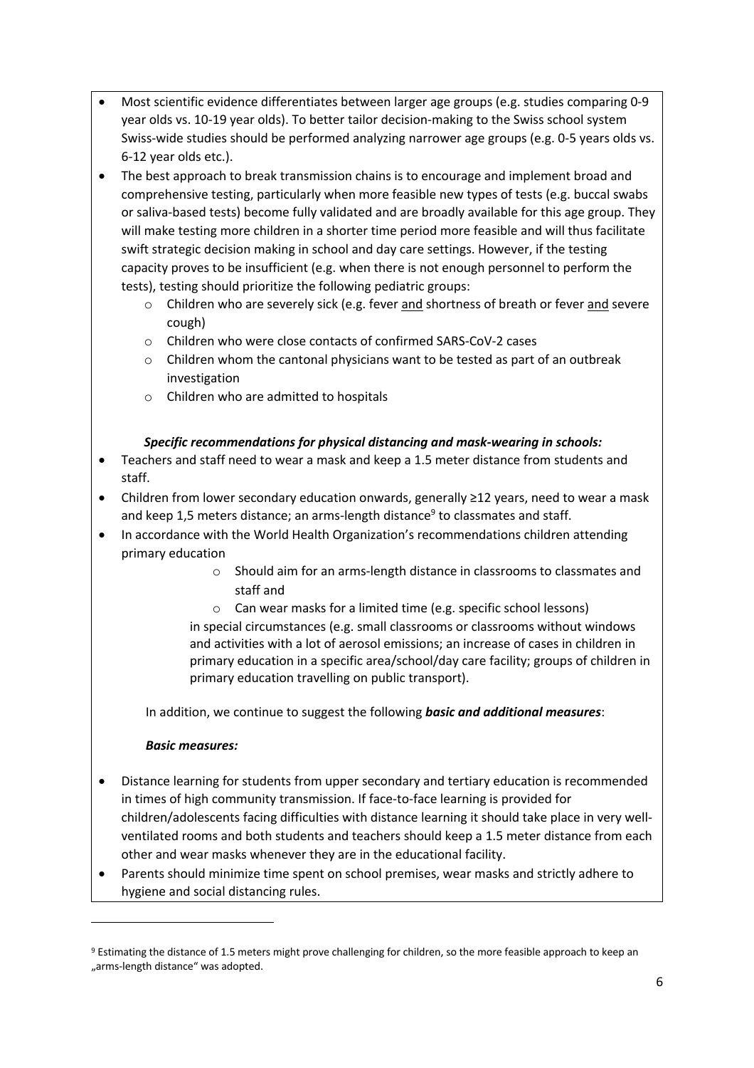- Most scientific evidence differentiates between larger age groups (e.g. studies comparing 0-9 year olds vs. 10-19 year olds). To better tailor decision-making to the Swiss school system Swiss-wide studies should be performed analyzing narrower age groups (e.g. 0-5 years olds vs. 6-12 year olds etc.).
- The best approach to break transmission chains is to encourage and implement broad and comprehensive testing, particularly when more feasible new types of tests (e.g. buccal swabs or saliva-based tests) become fully validated and are broadly available for this age group. They will make testing more children in a shorter time period more feasible and will thus facilitate swift strategic decision making in school and day care settings. However, if the testing capacity proves to be insufficient (e.g. when there is not enough personnel to perform the tests), testing should prioritize the following pediatric groups:
  - Children who are severely sick (e.g. fever <u>and</u> shortness of breath or fever <u>and</u> severe cough)
  - Children who were close contacts of confirmed SARS-CoV-2 cases
  - Children whom the cantonal physicians want to be tested as part of an outbreak investigation
  - Children who are admitted to hospitals

***Specific recommendations for physical distancing and mask-wearing in schools:***

- Teachers and staff need to wear a mask and keep a 1.5 meter distance from students and staff.
- Children from lower secondary education onwards, generally ≥12 years, need to wear a mask and keep 1,5 meters distance; an arms-length distance[9] to classmates and staff.
- In accordance with the World Health Organization's recommendations children attending primary education
  - Should aim for an arms-length distance in classrooms to classmates and staff and
  - Can wear masks for a limited time (e.g. specific school lessons)

  in special circumstances (e.g. small classrooms or classrooms without windows and activities with a lot of aerosol emissions; an increase of cases in children in primary education in a specific area/school/day care facility; groups of children in primary education travelling on public transport).

In addition, we continue to suggest the following ***basic and additional measures***:

***Basic measures:***

- Distance learning for students from upper secondary and tertiary education is recommended in times of high community transmission. If face-to-face learning is provided for children/adolescents facing difficulties with distance learning it should take place in very well-ventilated rooms and both students and teachers should keep a 1.5 meter distance from each other and wear masks whenever they are in the educational facility.
- Parents should minimize time spent on school premises, wear masks and strictly adhere to hygiene and social distancing rules.

[9] Estimating the distance of 1.5 meters might prove challenging for children, so the more feasible approach to keep an „arms-length distance" was adopted.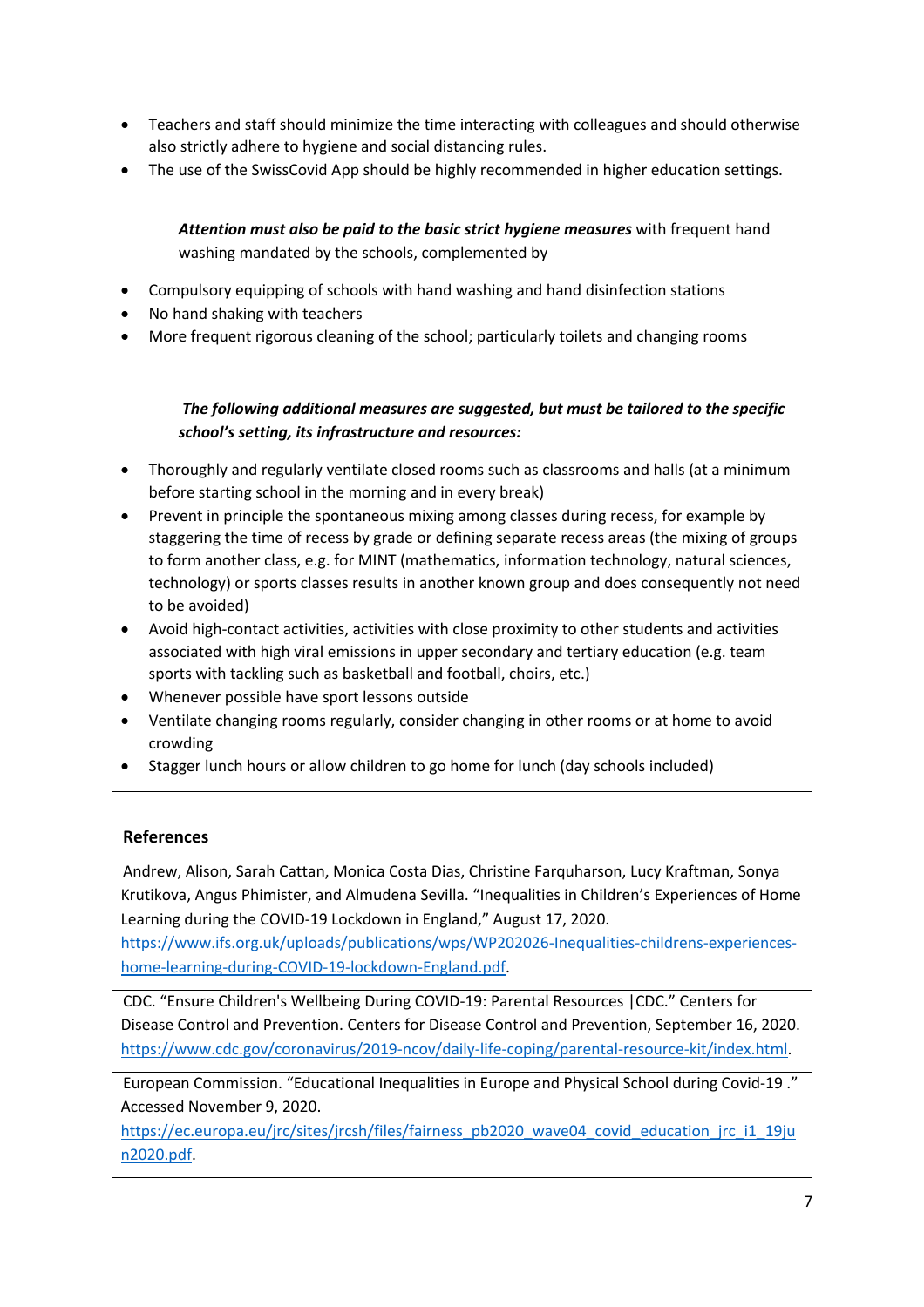- Teachers and staff should minimize the time interacting with colleagues and should otherwise also strictly adhere to hygiene and social distancing rules.
- The use of the SwissCovid App should be highly recommended in higher education settings.

***Attention must also be paid to the basic strict hygiene measures*** with frequent hand washing mandated by the schools, complemented by

- Compulsory equipping of schools with hand washing and hand disinfection stations
- No hand shaking with teachers
- More frequent rigorous cleaning of the school; particularly toilets and changing rooms

***The following additional measures are suggested, but must be tailored to the specific school's setting, its infrastructure and resources:***

- Thoroughly and regularly ventilate closed rooms such as classrooms and halls (at a minimum before starting school in the morning and in every break)
- Prevent in principle the spontaneous mixing among classes during recess, for example by staggering the time of recess by grade or defining separate recess areas (the mixing of groups to form another class, e.g. for MINT (mathematics, information technology, natural sciences, technology) or sports classes results in another known group and does consequently not need to be avoided)
- Avoid high-contact activities, activities with close proximity to other students and activities associated with high viral emissions in upper secondary and tertiary education (e.g. team sports with tackling such as basketball and football, choirs, etc.)
- Whenever possible have sport lessons outside
- Ventilate changing rooms regularly, consider changing in other rooms or at home to avoid crowding
- Stagger lunch hours or allow children to go home for lunch (day schools included)

## References

Andrew, Alison, Sarah Cattan, Monica Costa Dias, Christine Farquharson, Lucy Kraftman, Sonya Krutikova, Angus Phimister, and Almudena Sevilla. "Inequalities in Children's Experiences of Home Learning during the COVID-19 Lockdown in England," August 17, 2020. https://www.ifs.org.uk/uploads/publications/wps/WP202026-Inequalities-childrens-experiences-home-learning-during-COVID-19-lockdown-England.pdf.

CDC. "Ensure Children's Wellbeing During COVID-19: Parental Resources |CDC." Centers for Disease Control and Prevention. Centers for Disease Control and Prevention, September 16, 2020. https://www.cdc.gov/coronavirus/2019-ncov/daily-life-coping/parental-resource-kit/index.html.

European Commission. "Educational Inequalities in Europe and Physical School during Covid-19 ." Accessed November 9, 2020. https://ec.europa.eu/jrc/sites/jrcsh/files/fairness_pb2020_wave04_covid_education_jrc_i1_19jun2020.pdf.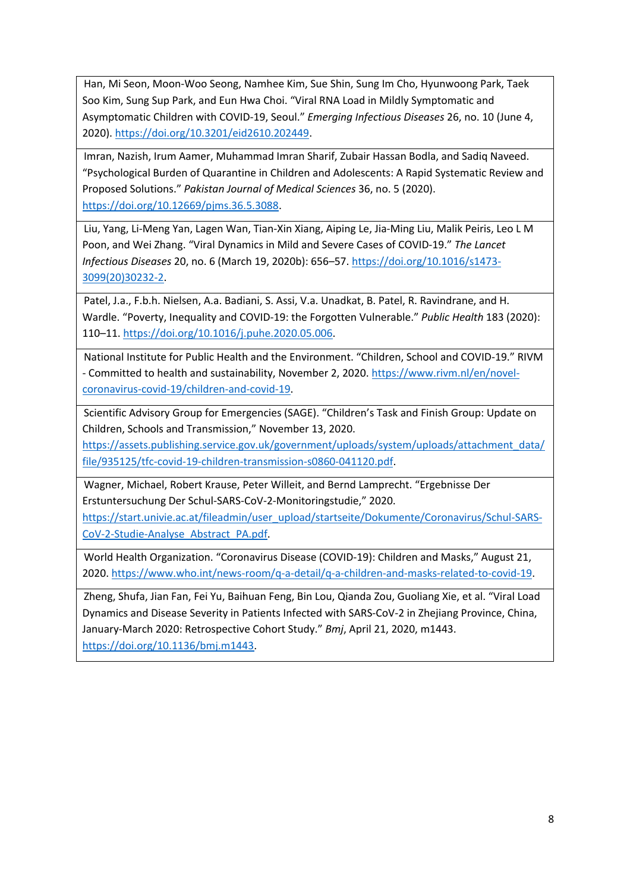Han, Mi Seon, Moon-Woo Seong, Namhee Kim, Sue Shin, Sung Im Cho, Hyunwoong Park, Taek Soo Kim, Sung Sup Park, and Eun Hwa Choi. "Viral RNA Load in Mildly Symptomatic and Asymptomatic Children with COVID-19, Seoul." *Emerging Infectious Diseases* 26, no. 10 (June 4, 2020). https://doi.org/10.3201/eid2610.202449.

Imran, Nazish, Irum Aamer, Muhammad Imran Sharif, Zubair Hassan Bodla, and Sadiq Naveed. "Psychological Burden of Quarantine in Children and Adolescents: A Rapid Systematic Review and Proposed Solutions." *Pakistan Journal of Medical Sciences* 36, no. 5 (2020). https://doi.org/10.12669/pjms.36.5.3088.

Liu, Yang, Li-Meng Yan, Lagen Wan, Tian-Xin Xiang, Aiping Le, Jia-Ming Liu, Malik Peiris, Leo L M Poon, and Wei Zhang. "Viral Dynamics in Mild and Severe Cases of COVID-19." *The Lancet Infectious Diseases* 20, no. 6 (March 19, 2020b): 656–57. https://doi.org/10.1016/s1473-3099(20)30232-2.

Patel, J.a., F.b.h. Nielsen, A.a. Badiani, S. Assi, V.a. Unadkat, B. Patel, R. Ravindrane, and H. Wardle. "Poverty, Inequality and COVID-19: the Forgotten Vulnerable." *Public Health* 183 (2020): 110–11. https://doi.org/10.1016/j.puhe.2020.05.006.

National Institute for Public Health and the Environment. "Children, School and COVID-19." RIVM - Committed to health and sustainability, November 2, 2020. https://www.rivm.nl/en/novel-coronavirus-covid-19/children-and-covid-19.

Scientific Advisory Group for Emergencies (SAGE). "Children's Task and Finish Group: Update on Children, Schools and Transmission," November 13, 2020. https://assets.publishing.service.gov.uk/government/uploads/system/uploads/attachment_data/file/935125/tfc-covid-19-children-transmission-s0860-041120.pdf.

Wagner, Michael, Robert Krause, Peter Willeit, and Bernd Lamprecht. "Ergebnisse Der Erstuntersuchung Der Schul-SARS-CoV-2-Monitoringstudie," 2020. https://start.univie.ac.at/fileadmin/user_upload/startseite/Dokumente/Coronavirus/Schul-SARS-CoV-2-Studie-Analyse_Abstract_PA.pdf.

World Health Organization. "Coronavirus Disease (COVID-19): Children and Masks," August 21, 2020. https://www.who.int/news-room/q-a-detail/q-a-children-and-masks-related-to-covid-19.

Zheng, Shufa, Jian Fan, Fei Yu, Baihuan Feng, Bin Lou, Qianda Zou, Guoliang Xie, et al. "Viral Load Dynamics and Disease Severity in Patients Infected with SARS-CoV-2 in Zhejiang Province, China, January-March 2020: Retrospective Cohort Study." *Bmj*, April 21, 2020, m1443. https://doi.org/10.1136/bmj.m1443.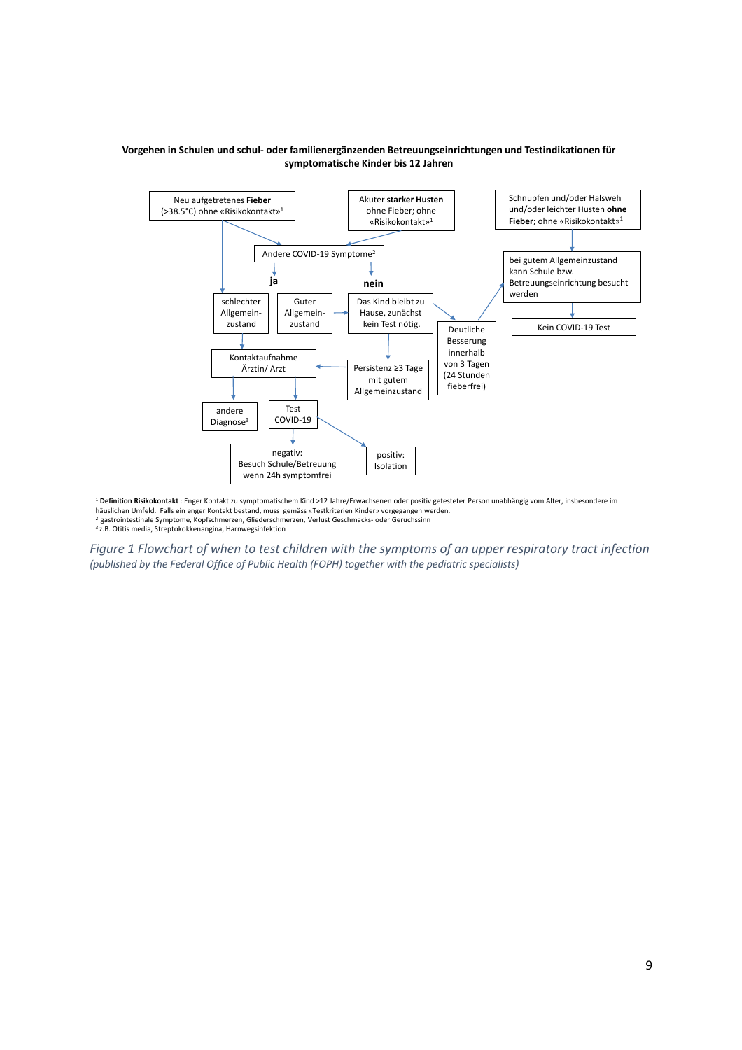**Vorgehen in Schulen und schul- oder familienergänzenden Betreuungseinrichtungen und Testindikationen für symptomatische Kinder bis 12 Jahren**

Neu aufgetretenes **Fieber** (>38.5°C) ohne «Risikokontakt»[1]

Akuter **starker Husten** ohne Fieber; ohne «Risikokontakt»[1]

Schnupfen und/oder Halsweh und/oder leichter Husten **ohne Fieber**; ohne «Risikokontakt»[1]

Andere COVID-19 Symptome[2]

**ja**

**nein**

bei gutem Allgemeinzustand kann Schule bzw. Betreuungseinrichtung besucht werden

schlechter Allgemein-zustand

Guter Allgemein-zustand

Das Kind bleibt zu Hause, zunächst kein Test nötig.

Deutliche Besserung innerhalb von 3 Tagen (24 Stunden fieberfrei)

Kein COVID-19 Test

Kontaktaufnahme Ärztin/ Arzt

Persistenz ≥3 Tage mit gutem Allgemeinzustand

andere Diagnose[3]

Test COVID-19

negativ: Besuch Schule/Betreuung wenn 24h symptomfrei

positiv: Isolation

[1] **Definition Risikokontakt** : Enger Kontakt zu symptomatischem Kind >12 Jahre/Erwachsenen oder positiv getesteter Person unabhängig vom Alter, insbesondere im häuslichen Umfeld. Falls ein enger Kontakt bestand, muss gemäss «Testkriterien Kinder» vorgegangen werden.
[2] gastrointestinale Symptome, Kopfschmerzen, Gliederschmerzen, Verlust Geschmacks- oder Geruchssinn
[3] z.B. Otitis media, Streptokokkenangina, Harnwegsinfektion

*Figure 1 Flowchart of when to test children with the symptoms of an upper respiratory tract infection (published by the Federal Office of Public Health (FOPH) together with the pediatric specialists)*